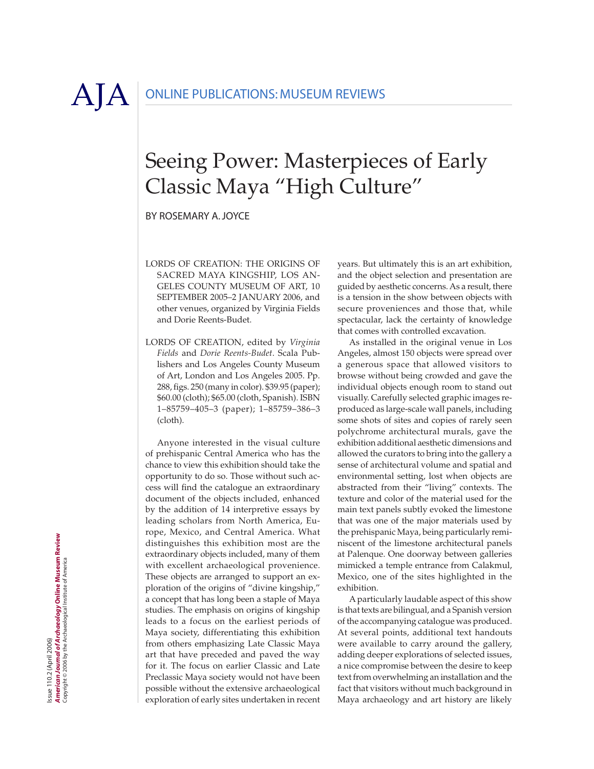ONLINE PUBLICATIONS: MUSEUM REVIEWS

# Seeing Power: Masterpieces of Early Classic Maya "High Culture"

BY ROSEMARY A. JOYCE

LORDS OF CREATION: THE ORIGINS OF SACRED MAYA KINGSHIP, LOS ANGELES COUNTY MUSEUM OF ART, 10 SEPTEMBER 2005–2 JANUARY 2006, and other venues, organized by Virginia Fields and Dorie Reents-Budet.

LORDS OF CREATION, edited by *Virginia Fields* and *Dorie Reents-Budet*. Scala Publishers and Los Angeles County Museum of Art, London and Los Angeles 2005. Pp. 288, figs. 250 (many in color). $39.95 (paper); $60.00 (cloth); $65.00 (cloth, Spanish). ISBN 1–85759–405–3 (paper); 1–85759–386–3 (cloth).

Anyone interested in the visual culture of prehispanic Central America who has the chance to view this exhibition should take the opportunity to do so. Those without such access will find the catalogue an extraordinary document of the objects included, enhanced by the addition of 14 interpretive essays by leading scholars from North America, Europe, Mexico, and Central America. What distinguishes this exhibition most are the extraordinary objects included, many of them with excellent archaeological provenience. These objects are arranged to support an exploration of the origins of "divine kingship," a concept that has long been a staple of Maya studies. The emphasis on origins of kingship leads to a focus on the earliest periods of Maya society, differentiating this exhibition from others emphasizing Late Classic Maya art that have preceded and paved the way for it. The focus on earlier Classic and Late Preclassic Maya society would not have been possible without the extensive archaeological exploration of early sites undertaken in recent years. But ultimately this is an art exhibition, and the object selection and presentation are guided by aesthetic concerns. As a result, there is a tension in the show between objects with secure proveniences and those that, while spectacular, lack the certainty of knowledge that comes with controlled excavation.

As installed in the original venue in Los Angeles, almost 150 objects were spread over a generous space that allowed visitors to browse without being crowded and gave the individual objects enough room to stand out visually. Carefully selected graphic images reproduced as large-scale wall panels, including some shots of sites and copies of rarely seen polychrome architectural murals, gave the exhibition additional aesthetic dimensions and allowed the curators to bring into the gallery a sense of architectural volume and spatial and environmental setting, lost when objects are abstracted from their "living" contexts. The texture and color of the material used for the main text panels subtly evoked the limestone that was one of the major materials used by the prehispanic Maya, being particularly reminiscent of the limestone architectural panels at Palenque. One doorway between galleries mimicked a temple entrance from Calakmul, Mexico, one of the sites highlighted in the exhibition.

A particularly laudable aspect of this show is that texts are bilingual, and a Spanish version of the accompanying catalogue was produced. At several points, additional text handouts were available to carry around the gallery, adding deeper explorations of selected issues, a nice compromise between the desire to keep text from overwhelming an installation and the fact that visitors without much background in Maya archaeology and art history are likely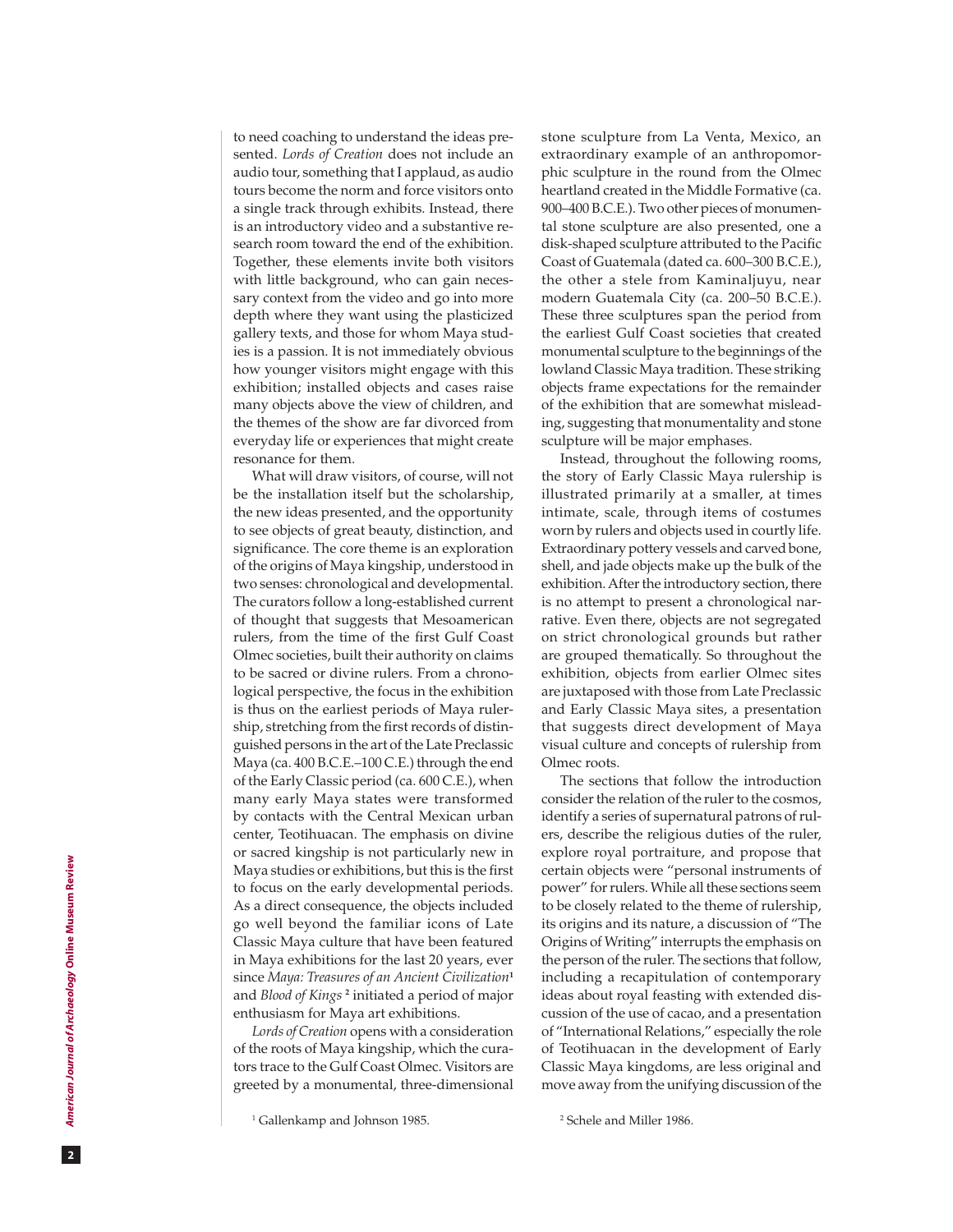to need coaching to understand the ideas presented. *Lords of Creation* does not include an audio tour, something that I applaud, as audio tours become the norm and force visitors onto a single track through exhibits. Instead, there is an introductory video and a substantive research room toward the end of the exhibition. Together, these elements invite both visitors with little background, who can gain necessary context from the video and go into more depth where they want using the plasticized gallery texts, and those for whom Maya studies is a passion. It is not immediately obvious how younger visitors might engage with this exhibition; installed objects and cases raise many objects above the view of children, and the themes of the show are far divorced from everyday life or experiences that might create resonance for them.

What will draw visitors, of course, will not be the installation itself but the scholarship, the new ideas presented, and the opportunity to see objects of great beauty, distinction, and significance. The core theme is an exploration of the origins of Maya kingship, understood in two senses: chronological and developmental. The curators follow a long-established current of thought that suggests that Mesoamerican rulers, from the time of the first Gulf Coast Olmec societies, built their authority on claims to be sacred or divine rulers. From a chronological perspective, the focus in the exhibition is thus on the earliest periods of Maya rulership, stretching from the first records of distinguished persons in the art of the Late Preclassic Maya (ca. 400 B.C.E.–100 C.E.) through the end of the Early Classic period (ca. 600 C.E.), when many early Maya states were transformed by contacts with the Central Mexican urban center, Teotihuacan. The emphasis on divine or sacred kingship is not particularly new in Maya studies or exhibitions, but this is the first to focus on the early developmental periods. As a direct consequence, the objects included go well beyond the familiar icons of Late Classic Maya culture that have been featured in Maya exhibitions for the last 20 years, ever since *Maya: Treasures of an Ancient Civilization*[1] and *Blood of Kings*[2] initiated a period of major enthusiasm for Maya art exhibitions.

*Lords of Creation* opens with a consideration of the roots of Maya kingship, which the curators trace to the Gulf Coast Olmec. Visitors are greeted by a monumental, three-dimensional stone sculpture from La Venta, Mexico, an extraordinary example of an anthropomorphic sculpture in the round from the Olmec heartland created in the Middle Formative (ca. 900–400 B.C.E.). Two other pieces of monumental stone sculpture are also presented, one a disk-shaped sculpture attributed to the Pacific Coast of Guatemala (dated ca. 600–300 B.C.E.), the other a stele from Kaminaljuyu, near modern Guatemala City (ca. 200–50 B.C.E.). These three sculptures span the period from the earliest Gulf Coast societies that created monumental sculpture to the beginnings of the lowland Classic Maya tradition. These striking objects frame expectations for the remainder of the exhibition that are somewhat misleading, suggesting that monumentality and stone sculpture will be major emphases.

Instead, throughout the following rooms, the story of Early Classic Maya rulership is illustrated primarily at a smaller, at times intimate, scale, through items of costumes worn by rulers and objects used in courtly life. Extraordinary pottery vessels and carved bone, shell, and jade objects make up the bulk of the exhibition. After the introductory section, there is no attempt to present a chronological narrative. Even there, objects are not segregated on strict chronological grounds but rather are grouped thematically. So throughout the exhibition, objects from earlier Olmec sites are juxtaposed with those from Late Preclassic and Early Classic Maya sites, a presentation that suggests direct development of Maya visual culture and concepts of rulership from Olmec roots.

The sections that follow the introduction consider the relation of the ruler to the cosmos, identify a series of supernatural patrons of rulers, describe the religious duties of the ruler, explore royal portraiture, and propose that certain objects were "personal instruments of power" for rulers. While all these sections seem to be closely related to the theme of rulership, its origins and its nature, a discussion of "The Origins of Writing" interrupts the emphasis on the person of the ruler. The sections that follow, including a recapitulation of contemporary ideas about royal feasting with extended discussion of the use of cacao, and a presentation of "International Relations," especially the role of Teotihuacan in the development of Early Classic Maya kingdoms, are less original and move away from the unifying discussion of the

[1] Gallenkamp and Johnson 1985.

[2] Schele and Miller 1986.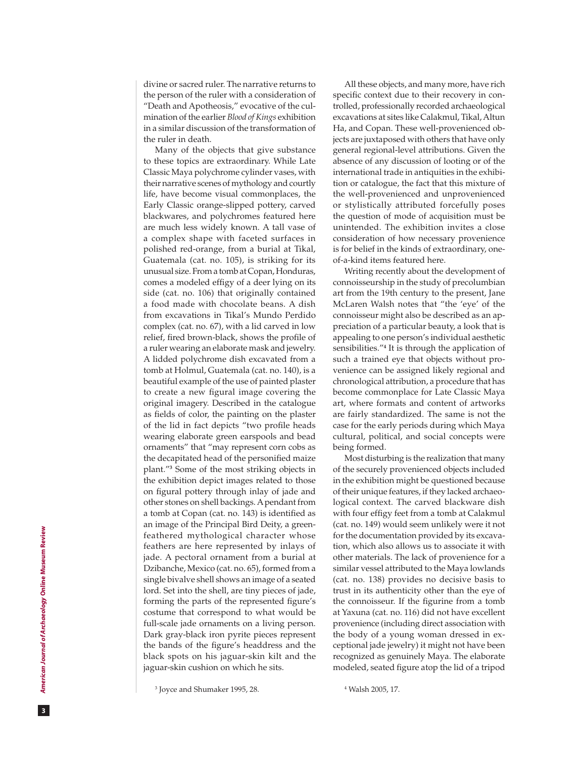divine or sacred ruler. The narrative returns to the person of the ruler with a consideration of "Death and Apotheosis," evocative of the culmination of the earlier *Blood of Kings* exhibition in a similar discussion of the transformation of the ruler in death.

Many of the objects that give substance to these topics are extraordinary. While Late Classic Maya polychrome cylinder vases, with their narrative scenes of mythology and courtly life, have become visual commonplaces, the Early Classic orange-slipped pottery, carved blackwares, and polychromes featured here are much less widely known. A tall vase of a complex shape with faceted surfaces in polished red-orange, from a burial at Tikal, Guatemala (cat. no. 105), is striking for its unusual size. From a tomb at Copan, Honduras, comes a modeled effigy of a deer lying on its side (cat. no. 106) that originally contained a food made with chocolate beans. A dish from excavations in Tikal's Mundo Perdido complex (cat. no. 67), with a lid carved in low relief, fired brown-black, shows the profile of a ruler wearing an elaborate mask and jewelry. A lidded polychrome dish excavated from a tomb at Holmul, Guatemala (cat. no. 140), is a beautiful example of the use of painted plaster to create a new figural image covering the original imagery. Described in the catalogue as fields of color, the painting on the plaster of the lid in fact depicts "two profile heads wearing elaborate green earspools and bead ornaments" that "may represent corn cobs as the decapitated head of the personified maize plant."[3] Some of the most striking objects in the exhibition depict images related to those on figural pottery through inlay of jade and other stones on shell backings. A pendant from a tomb at Copan (cat. no. 143) is identified as an image of the Principal Bird Deity, a green-feathered mythological character whose feathers are here represented by inlays of jade. A pectoral ornament from a burial at Dzibanche, Mexico (cat. no. 65), formed from a single bivalve shell shows an image of a seated lord. Set into the shell, are tiny pieces of jade, forming the parts of the represented figure's costume that correspond to what would be full-scale jade ornaments on a living person. Dark gray-black iron pyrite pieces represent the bands of the figure's headdress and the black spots on his jaguar-skin kilt and the jaguar-skin cushion on which he sits.

All these objects, and many more, have rich specific context due to their recovery in controlled, professionally recorded archaeological excavations at sites like Calakmul, Tikal, Altun Ha, and Copan. These well-provenienced objects are juxtaposed with others that have only general regional-level attributions. Given the absence of any discussion of looting or of the international trade in antiquities in the exhibition or catalogue, the fact that this mixture of the well-provenienced and unprovenienced or stylistically attributed forcefully poses the question of mode of acquisition must be unintended. The exhibition invites a close consideration of how necessary provenience is for belief in the kinds of extraordinary, one-of-a-kind items featured here.

Writing recently about the development of connoisseurship in the study of precolumbian art from the 19th century to the present, Jane McLaren Walsh notes that "the 'eye' of the connoisseur might also be described as an appreciation of a particular beauty, a look that is appealing to one person's individual aesthetic sensibilities."[4] It is through the application of such a trained eye that objects without provenience can be assigned likely regional and chronological attribution, a procedure that has become commonplace for Late Classic Maya art, where formats and content of artworks are fairly standardized. The same is not the case for the early periods during which Maya cultural, political, and social concepts were being formed.

Most disturbing is the realization that many of the securely provenienced objects included in the exhibition might be questioned because of their unique features, if they lacked archaeological context. The carved blackware dish with four effigy feet from a tomb at Calakmul (cat. no. 149) would seem unlikely were it not for the documentation provided by its excavation, which also allows us to associate it with other materials. The lack of provenience for a similar vessel attributed to the Maya lowlands (cat. no. 138) provides no decisive basis to trust in its authenticity other than the eye of the connoisseur. If the figurine from a tomb at Yaxuna (cat. no. 116) did not have excellent provenience (including direct association with the body of a young woman dressed in exceptional jade jewelry) it might not have been recognized as genuinely Maya. The elaborate modeled, seated figure atop the lid of a tripod

[3] Joyce and Shumaker 1995, 28.

[4] Walsh 2005, 17.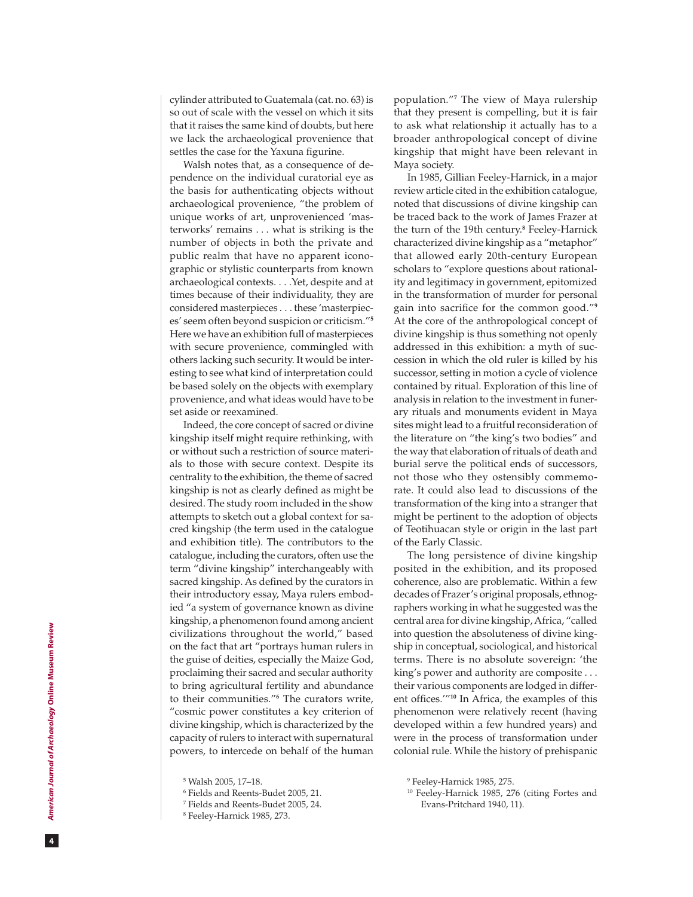cylinder attributed to Guatemala (cat. no. 63) is so out of scale with the vessel on which it sits that it raises the same kind of doubts, but here we lack the archaeological provenience that settles the case for the Yaxuna figurine.

Walsh notes that, as a consequence of dependence on the individual curatorial eye as the basis for authenticating objects without archaeological provenience, "the problem of unique works of art, unprovenienced 'masterworks' remains . . . what is striking is the number of objects in both the private and public realm that have no apparent iconographic or stylistic counterparts from known archaeological contexts. . . .Yet, despite and at times because of their individuality, they are considered masterpieces . . . these 'masterpieces' seem often beyond suspicion or criticism."[5] Here we have an exhibition full of masterpieces with secure provenience, commingled with others lacking such security. It would be interesting to see what kind of interpretation could be based solely on the objects with exemplary provenience, and what ideas would have to be set aside or reexamined.

Indeed, the core concept of sacred or divine kingship itself might require rethinking, with or without such a restriction of source materials to those with secure context. Despite its centrality to the exhibition, the theme of sacred kingship is not as clearly defined as might be desired. The study room included in the show attempts to sketch out a global context for sacred kingship (the term used in the catalogue and exhibition title). The contributors to the catalogue, including the curators, often use the term "divine kingship" interchangeably with sacred kingship. As defined by the curators in their introductory essay, Maya rulers embodied "a system of governance known as divine kingship, a phenomenon found among ancient civilizations throughout the world," based on the fact that art "portrays human rulers in the guise of deities, especially the Maize God, proclaiming their sacred and secular authority to bring agricultural fertility and abundance to their communities."[6] The curators write, "cosmic power constitutes a key criterion of divine kingship, which is characterized by the capacity of rulers to interact with supernatural powers, to intercede on behalf of the human population."[7] The view of Maya rulership that they present is compelling, but it is fair to ask what relationship it actually has to a broader anthropological concept of divine kingship that might have been relevant in Maya society.

In 1985, Gillian Feeley-Harnick, in a major review article cited in the exhibition catalogue, noted that discussions of divine kingship can be traced back to the work of James Frazer at the turn of the 19th century.[8] Feeley-Harnick characterized divine kingship as a "metaphor" that allowed early 20th-century European scholars to "explore questions about rationality and legitimacy in government, epitomized in the transformation of murder for personal gain into sacrifice for the common good."[9] At the core of the anthropological concept of divine kingship is thus something not openly addressed in this exhibition: a myth of succession in which the old ruler is killed by his successor, setting in motion a cycle of violence contained by ritual. Exploration of this line of analysis in relation to the investment in funerary rituals and monuments evident in Maya sites might lead to a fruitful reconsideration of the literature on "the king's two bodies" and the way that elaboration of rituals of death and burial serve the political ends of successors, not those who they ostensibly commemorate. It could also lead to discussions of the transformation of the king into a stranger that might be pertinent to the adoption of objects of Teotihuacan style or origin in the last part of the Early Classic.

The long persistence of divine kingship posited in the exhibition, and its proposed coherence, also are problematic. Within a few decades of Frazer's original proposals, ethnographers working in what he suggested was the central area for divine kingship, Africa, "called into question the absoluteness of divine kingship in conceptual, sociological, and historical terms. There is no absolute sovereign: 'the king's power and authority are composite . . . their various components are lodged in different offices.'"[10] In Africa, the examples of this phenomenon were relatively recent (having developed within a few hundred years) and were in the process of transformation under colonial rule. While the history of prehispanic

[5] Walsh 2005, 17–18.

[6] Fields and Reents-Budet 2005, 21.

[7] Fields and Reents-Budet 2005, 24.

[8] Feeley-Harnick 1985, 273.

[9] Feeley-Harnick 1985, 275.

[10] Feeley-Harnick 1985, 276 (citing Fortes and Evans-Pritchard 1940, 11).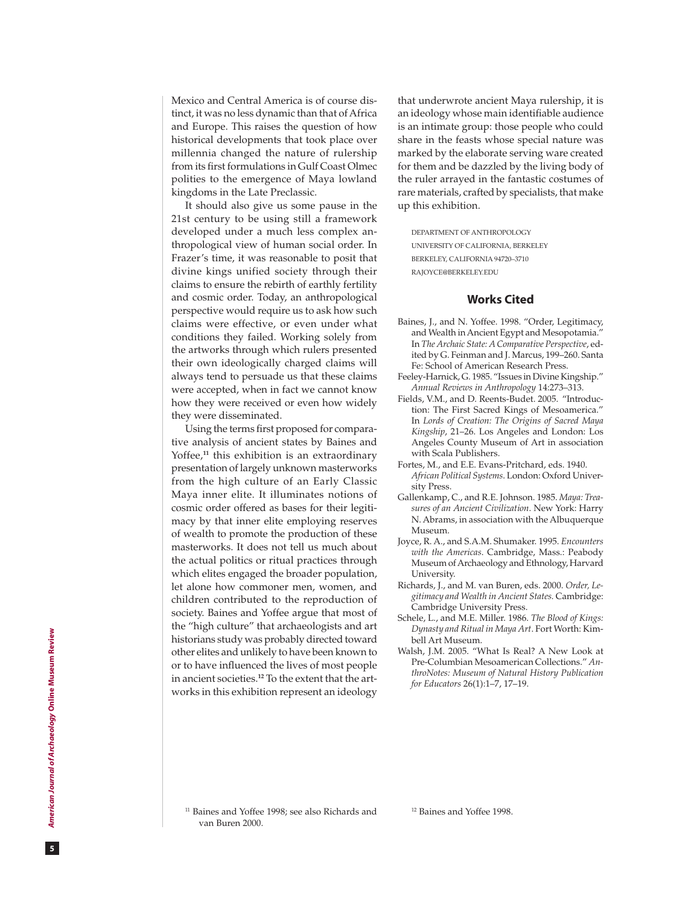Mexico and Central America is of course distinct, it was no less dynamic than that of Africa and Europe. This raises the question of how historical developments that took place over millennia changed the nature of rulership from its first formulations in Gulf Coast Olmec polities to the emergence of Maya lowland kingdoms in the Late Preclassic.

It should also give us some pause in the 21st century to be using still a framework developed under a much less complex anthropological view of human social order. In Frazer's time, it was reasonable to posit that divine kings unified society through their claims to ensure the rebirth of earthly fertility and cosmic order. Today, an anthropological perspective would require us to ask how such claims were effective, or even under what conditions they failed. Working solely from the artworks through which rulers presented their own ideologically charged claims will always tend to persuade us that these claims were accepted, when in fact we cannot know how they were received or even how widely they were disseminated.

Using the terms first proposed for comparative analysis of ancient states by Baines and Yoffee,[11] this exhibition is an extraordinary presentation of largely unknown masterworks from the high culture of an Early Classic Maya inner elite. It illuminates notions of cosmic order offered as bases for their legitimacy by that inner elite employing reserves of wealth to promote the production of these masterworks. It does not tell us much about the actual politics or ritual practices through which elites engaged the broader population, let alone how commoner men, women, and children contributed to the reproduction of society. Baines and Yoffee argue that most of the "high culture" that archaeologists and art historians study was probably directed toward other elites and unlikely to have been known to or to have influenced the lives of most people in ancient societies.[12] To the extent that the artworks in this exhibition represent an ideology that underwrote ancient Maya rulership, it is an ideology whose main identifiable audience is an intimate group: those people who could share in the feasts whose special nature was marked by the elaborate serving ware created for them and be dazzled by the living body of the ruler arrayed in the fantastic costumes of rare materials, crafted by specialists, that make up this exhibition.

DEPARTMENT OF ANTHROPOLOGY
UNIVERSITY OF CALIFORNIA, BERKELEY
BERKELEY, CALIFORNIA 94720–3710
RAJOYCE@BERKELEY.EDU

## Works Cited

Baines, J., and N. Yoffee. 1998. "Order, Legitimacy, and Wealth in Ancient Egypt and Mesopotamia." In *The Archaic State: A Comparative Perspective*, edited by G. Feinman and J. Marcus, 199–260. Santa Fe: School of American Research Press.

Feeley-Harnick, G. 1985. "Issues in Divine Kingship." *Annual Reviews in Anthropology* 14:273–313.

Fields, V.M., and D. Reents-Budet. 2005. "Introduction: The First Sacred Kings of Mesoamerica." In *Lords of Creation: The Origins of Sacred Maya Kingship*, 21–26. Los Angeles and London: Los Angeles County Museum of Art in association with Scala Publishers.

Fortes, M., and E.E. Evans-Pritchard, eds. 1940. *African Political Systems*. London: Oxford University Press.

Gallenkamp, C., and R.E. Johnson. 1985. *Maya: Treasures of an Ancient Civilization*. New York: Harry N. Abrams, in association with the Albuquerque Museum.

Joyce, R. A., and S.A.M. Shumaker. 1995. *Encounters with the Americas*. Cambridge, Mass.: Peabody Museum of Archaeology and Ethnology, Harvard University.

Richards, J., and M. van Buren, eds. 2000. *Order, Legitimacy and Wealth in Ancient States.* Cambridge: Cambridge University Press.

Schele, L., and M.E. Miller. 1986. *The Blood of Kings: Dynasty and Ritual in Maya Art*. Fort Worth: Kimbell Art Museum.

Walsh, J.M. 2005. "What Is Real? A New Look at Pre-Columbian Mesoamerican Collections." *AnthroNotes: Museum of Natural History Publication for Educators* 26(1):1–7, 17–19.

[11] Baines and Yoffee 1998; see also Richards and van Buren 2000.

[12] Baines and Yoffee 1998.